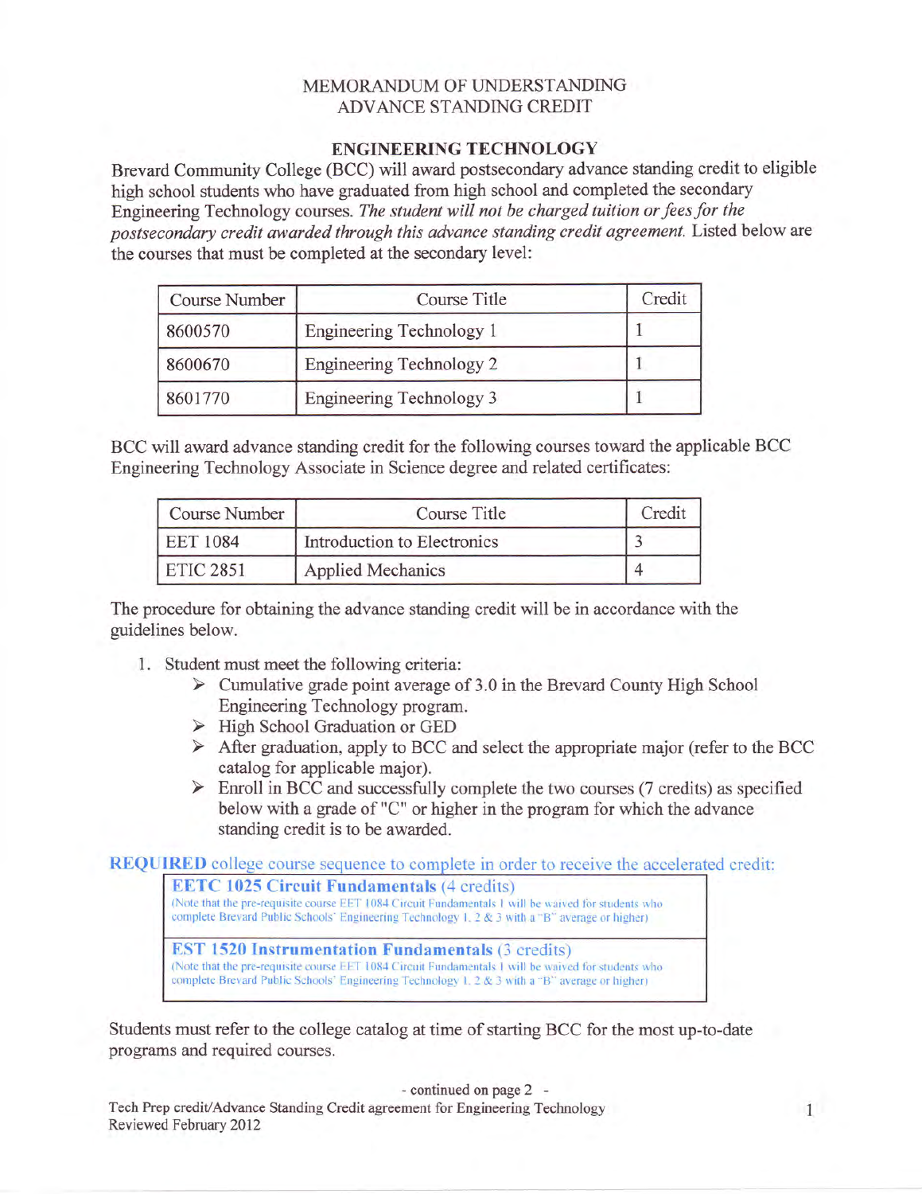# MEMORANDUM OF UNDERSTANDING
# ADVANCE STANDING CREDIT

## ENGINEERING TECHNOLOGY

Brevard Community College (BCC) will award postsecondary advance standing credit to eligible high school students who have graduated from high school and completed the secondary Engineering Technology courses. *The student will not be charged tuition or fees for the postsecondary credit awarded through this advance standing credit agreement.* Listed below are the courses that must be completed at the secondary level:

| Course Number | Course Title | Credit |
|---|---|---|
| 8600570 | Engineering Technology 1 | 1 |
| 8600670 | Engineering Technology 2 | 1 |
| 8601770 | Engineering Technology 3 | 1 |

BCC will award advance standing credit for the following courses toward the applicable BCC Engineering Technology Associate in Science degree and related certificates:

| Course Number | Course Title | Credit |
|---|---|---|
| EET 1084 | Introduction to Electronics | 3 |
| ETIC 2851 | Applied Mechanics | 4 |

The procedure for obtaining the advance standing credit will be in accordance with the guidelines below.

1. Student must meet the following criteria:
   - Cumulative grade point average of 3.0 in the Brevard County High School Engineering Technology program.
   - High School Graduation or GED
   - After graduation, apply to BCC and select the appropriate major (refer to the BCC catalog for applicable major).
   - Enroll in BCC and successfully complete the two courses (7 credits) as specified below with a grade of "C" or higher in the program for which the advance standing credit is to be awarded.

**REQUIRED** college course sequence to complete in order to receive the accelerated credit:

| |
|---|
| **EETC 1025 Circuit Fundamentals** (4 credits)<br>(Note that the pre-requisite course EET 1084 Circuit Fundamentals I will be waived for students who complete Brevard Public Schools' Engineering Technology 1, 2 & 3 with a "B" average or higher) |
| **EST 1520 Instrumentation Fundamentals** (3 credits)<br>(Note that the pre-requisite course EET 1084 Circuit Fundamentals I will be waived for students who complete Brevard Public Schools' Engineering Technology 1, 2 & 3 with a "B" average or higher) |

Students must refer to the college catalog at time of starting BCC for the most up-to-date programs and required courses.

- continued on page 2 -

Tech Prep credit/Advance Standing Credit agreement for Engineering Technology
Reviewed February 2012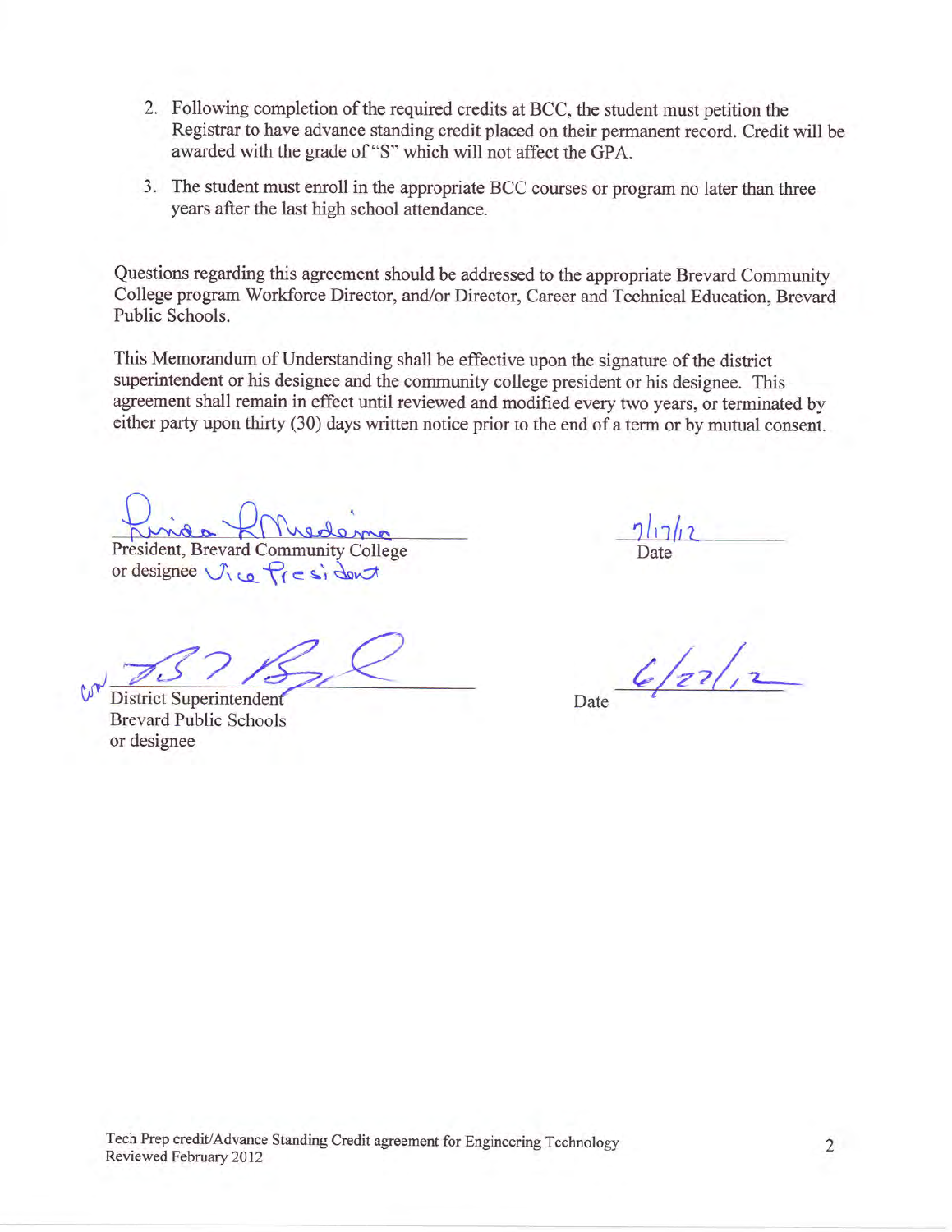2. Following completion of the required credits at BCC, the student must petition the Registrar to have advance standing credit placed on their permanent record. Credit will be awarded with the grade of "S" which will not affect the GPA.
3. The student must enroll in the appropriate BCC courses or program no later than three years after the last high school attendance.

Questions regarding this agreement should be addressed to the appropriate Brevard Community College program Workforce Director, and/or Director, Career and Technical Education, Brevard Public Schools.

This Memorandum of Understanding shall be effective upon the signature of the district superintendent or his designee and the community college president or his designee. This agreement shall remain in effect until reviewed and modified every two years, or terminated by either party upon thirty (30) days written notice prior to the end of a term or by mutual consent.

President, Brevard Community College
or designee Vice President

Date 7/17/12

District Superintendent
Brevard Public Schools
or designee

Date 6/22/12

Tech Prep credit/Advance Standing Credit agreement for Engineering Technology
Reviewed February 2012